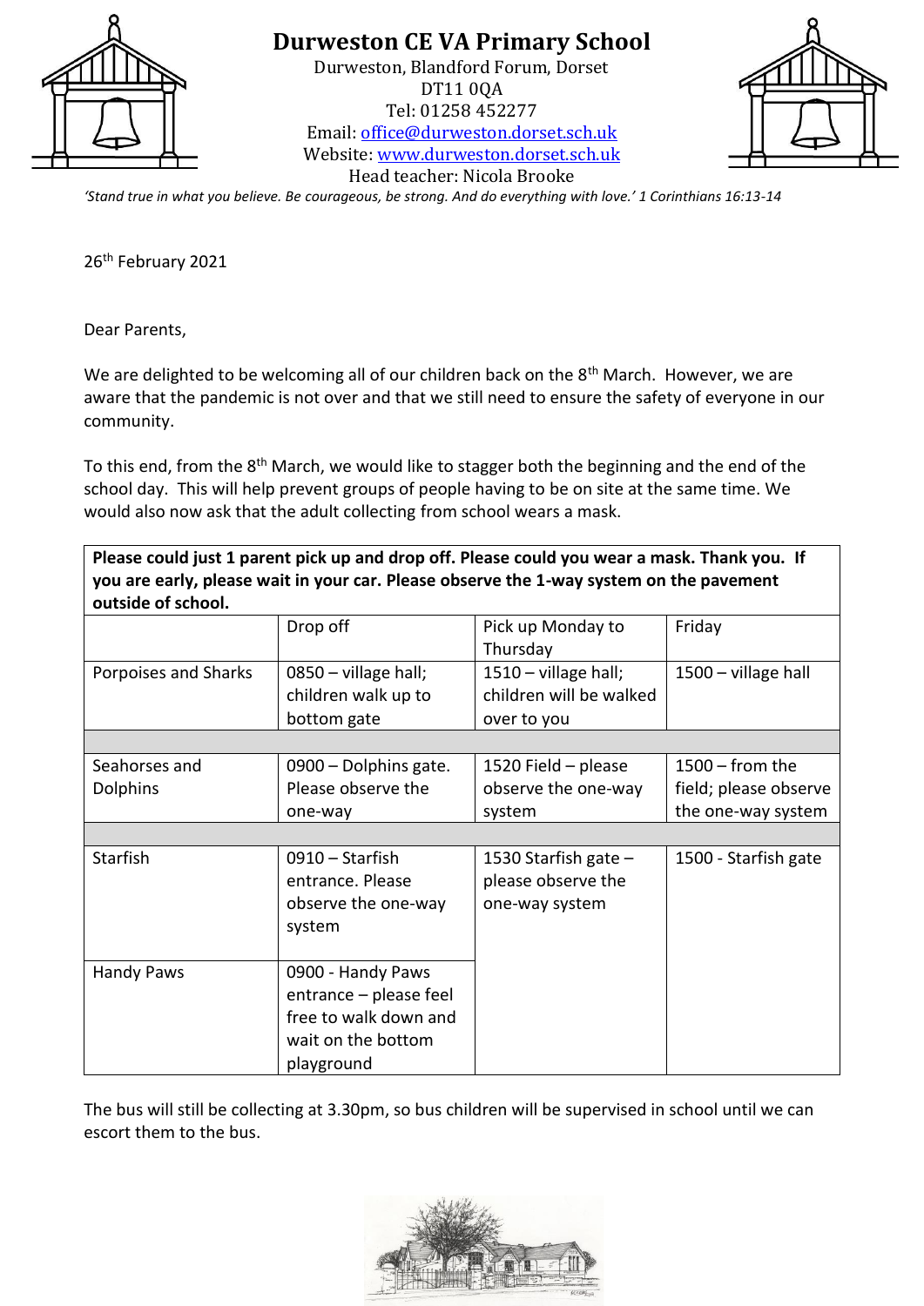# Durweston CE VA Primary School

Durweston, Blandford Forum, Dorset
DT11 0QA
Tel: 01258 452277
Email: office@durweston.dorset.sch.uk
Website: www.durweston.dorset.sch.uk
Head teacher: Nicola Brooke

*'Stand true in what you believe. Be courageous, be strong. And do everything with love.' 1 Corinthians 16:13-14*

26th February 2021

Dear Parents,

We are delighted to be welcoming all of our children back on the 8th March. However, we are aware that the pandemic is not over and that we still need to ensure the safety of everyone in our community.

To this end, from the 8th March, we would like to stagger both the beginning and the end of the school day. This will help prevent groups of people having to be on site at the same time. We would also now ask that the adult collecting from school wears a mask.

**Please could just 1 parent pick up and drop off. Please could you wear a mask. Thank you. If you are early, please wait in your car. Please observe the 1-way system on the pavement outside of school.**

| | Drop off | Pick up Monday to Thursday | Friday |
|---|---|---|---|
| Porpoises and Sharks | 0850 – village hall; children walk up to bottom gate | 1510 – village hall; children will be walked over to you | 1500 – village hall |
| | | | |
| Seahorses and Dolphins | 0900 – Dolphins gate. Please observe the one-way | 1520 Field – please observe the one-way system | 1500 – from the field; please observe the one-way system |
| | | | |
| Starfish | 0910 – Starfish entrance. Please observe the one-way system | 1530 Starfish gate – please observe the one-way system | 1500 - Starfish gate |
| Handy Paws | 0900 - Handy Paws entrance – please feel free to walk down and wait on the bottom playground | | |

The bus will still be collecting at 3.30pm, so bus children will be supervised in school until we can escort them to the bus.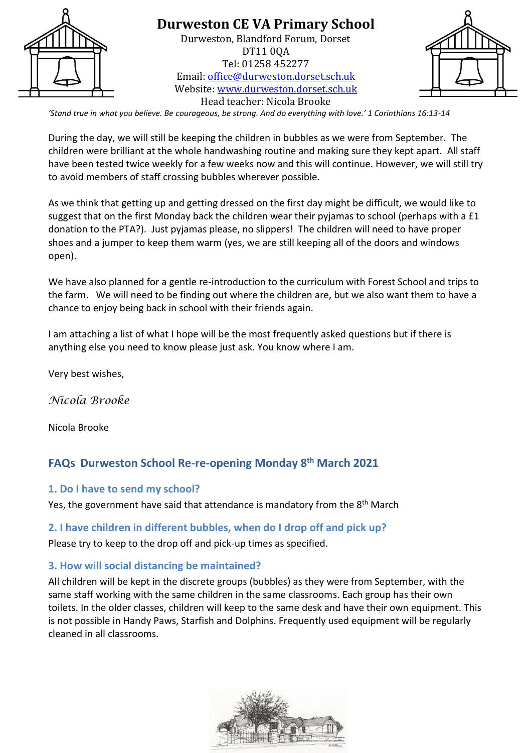# Durweston CE VA Primary School

Durweston, Blandford Forum, Dorset
DT11 0QA
Tel: 01258 452277
Email: office@durweston.dorset.sch.uk
Website: www.durweston.dorset.sch.uk
Head teacher: Nicola Brooke

*'Stand true in what you believe. Be courageous, be strong. And do everything with love.' 1 Corinthians 16:13-14*

During the day, we will still be keeping the children in bubbles as we were from September. The children were brilliant at the whole handwashing routine and making sure they kept apart. All staff have been tested twice weekly for a few weeks now and this will continue. However, we will still try to avoid members of staff crossing bubbles wherever possible.

As we think that getting up and getting dressed on the first day might be difficult, we would like to suggest that on the first Monday back the children wear their pyjamas to school (perhaps with a £1 donation to the PTA?). Just pyjamas please, no slippers! The children will need to have proper shoes and a jumper to keep them warm (yes, we are still keeping all of the doors and windows open).

We have also planned for a gentle re-introduction to the curriculum with Forest School and trips to the farm. We will need to be finding out where the children are, but we also want them to have a chance to enjoy being back in school with their friends again.

I am attaching a list of what I hope will be the most frequently asked questions but if there is anything else you need to know please just ask. You know where I am.

Very best wishes,

*Nicola Brooke*

Nicola Brooke

## FAQs Durweston School Re-re-opening Monday 8th March 2021

### 1. Do I have to send my school?

Yes, the government have said that attendance is mandatory from the 8th March

### 2. I have children in different bubbles, when do I drop off and pick up?

Please try to keep to the drop off and pick-up times as specified.

### 3. How will social distancing be maintained?

All children will be kept in the discrete groups (bubbles) as they were from September, with the same staff working with the same children in the same classrooms. Each group has their own toilets. In the older classes, children will keep to the same desk and have their own equipment. This is not possible in Handy Paws, Starfish and Dolphins. Frequently used equipment will be regularly cleaned in all classrooms.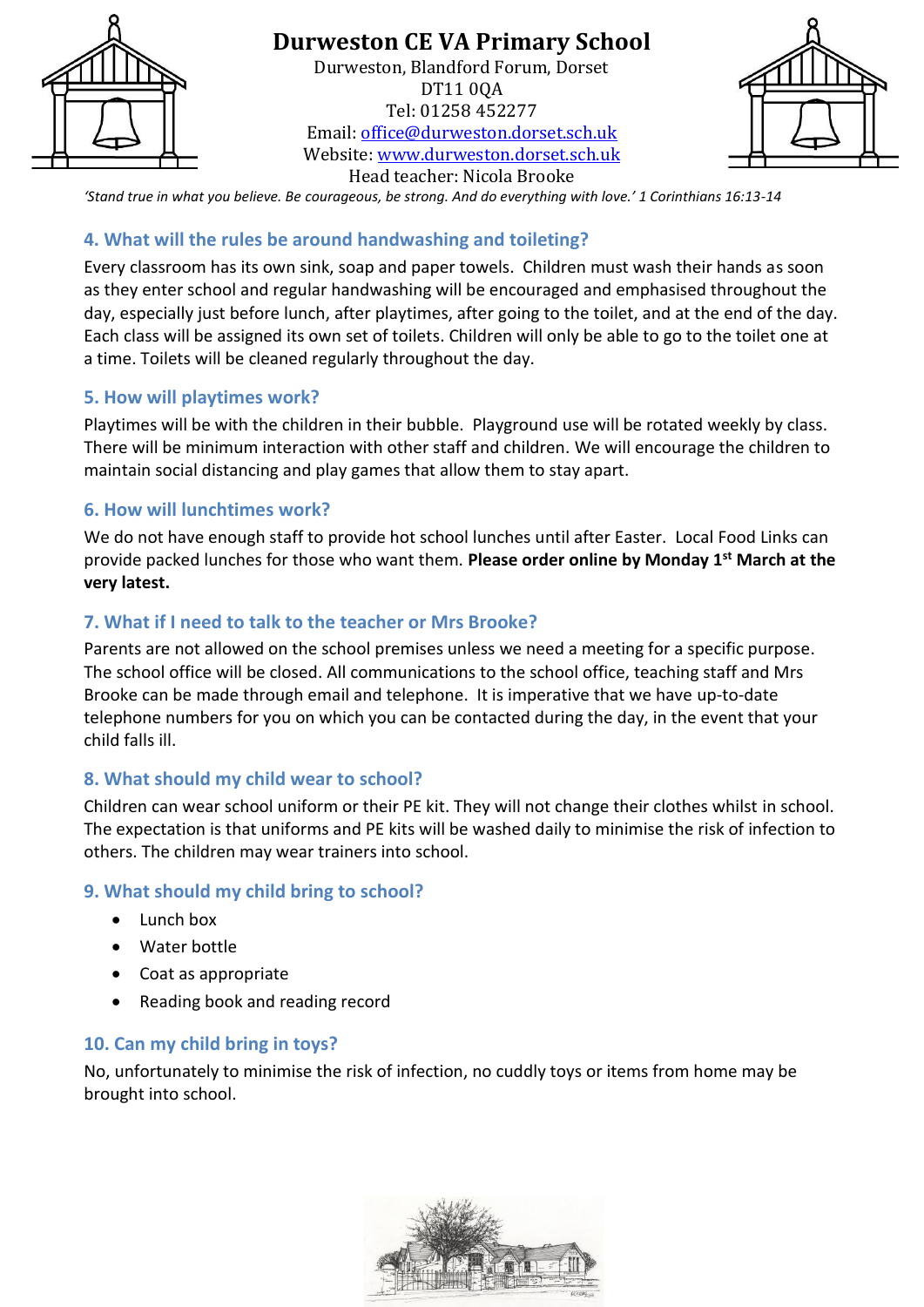# Durweston CE VA Primary School

Durweston, Blandford Forum, Dorset
DT11 0QA
Tel: 01258 452277
Email: office@durweston.dorset.sch.uk
Website: www.durweston.dorset.sch.uk
Head teacher: Nicola Brooke

*'Stand true in what you believe. Be courageous, be strong. And do everything with love.' 1 Corinthians 16:13-14*

## 4. What will the rules be around handwashing and toileting?

Every classroom has its own sink, soap and paper towels. Children must wash their hands as soon as they enter school and regular handwashing will be encouraged and emphasised throughout the day, especially just before lunch, after playtimes, after going to the toilet, and at the end of the day. Each class will be assigned its own set of toilets. Children will only be able to go to the toilet one at a time. Toilets will be cleaned regularly throughout the day.

## 5. How will playtimes work?

Playtimes will be with the children in their bubble. Playground use will be rotated weekly by class. There will be minimum interaction with other staff and children. We will encourage the children to maintain social distancing and play games that allow them to stay apart.

## 6. How will lunchtimes work?

We do not have enough staff to provide hot school lunches until after Easter. Local Food Links can provide packed lunches for those who want them. **Please order online by Monday 1st March at the very latest.**

## 7. What if I need to talk to the teacher or Mrs Brooke?

Parents are not allowed on the school premises unless we need a meeting for a specific purpose. The school office will be closed. All communications to the school office, teaching staff and Mrs Brooke can be made through email and telephone. It is imperative that we have up-to-date telephone numbers for you on which you can be contacted during the day, in the event that your child falls ill.

## 8. What should my child wear to school?

Children can wear school uniform or their PE kit. They will not change their clothes whilst in school. The expectation is that uniforms and PE kits will be washed daily to minimise the risk of infection to others. The children may wear trainers into school.

## 9. What should my child bring to school?

- Lunch box
- Water bottle
- Coat as appropriate
- Reading book and reading record

## 10. Can my child bring in toys?

No, unfortunately to minimise the risk of infection, no cuddly toys or items from home may be brought into school.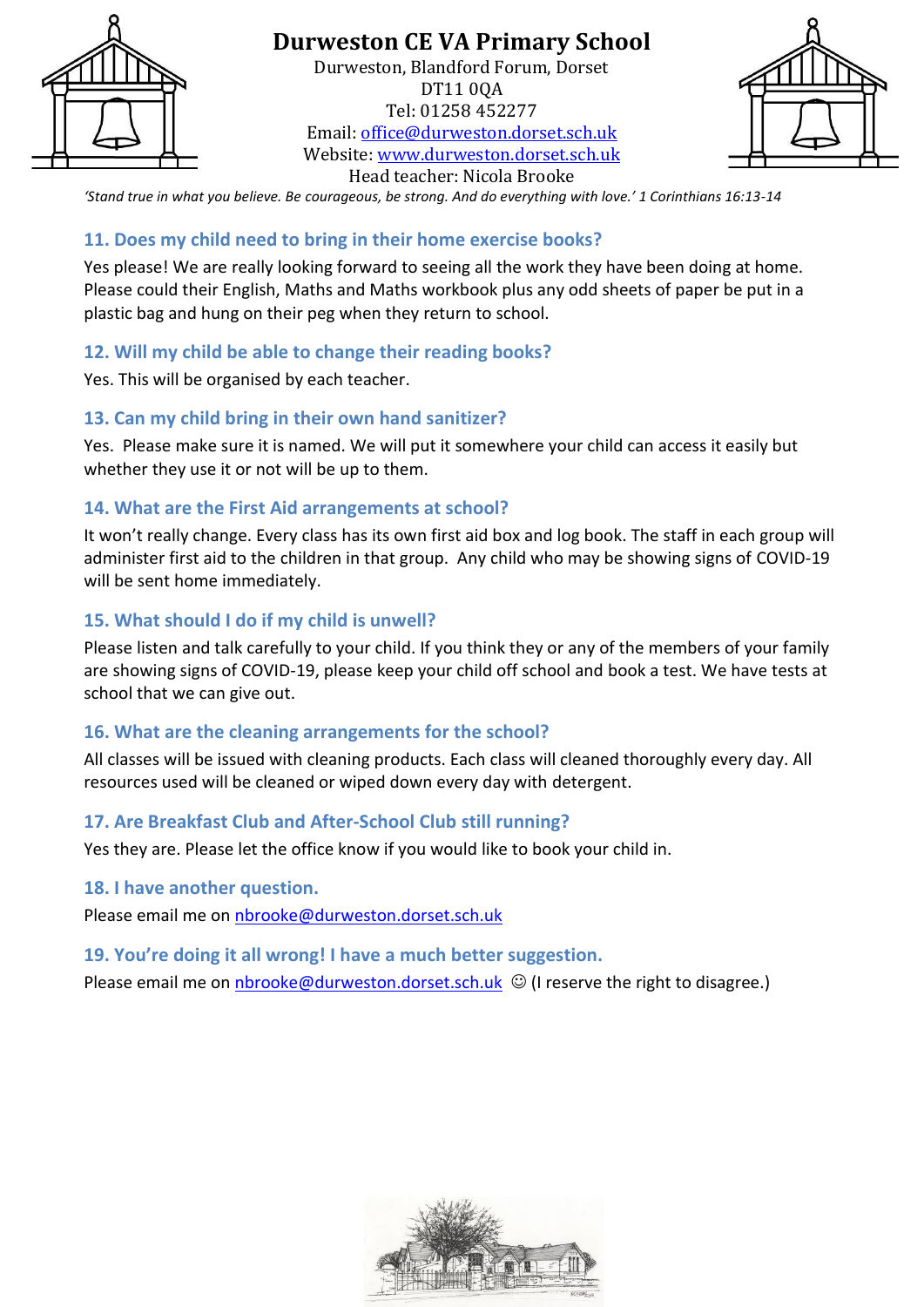# Durweston CE VA Primary School

Durweston, Blandford Forum, Dorset
DT11 0QA
Tel: 01258 452277
Email: office@durweston.dorset.sch.uk
Website: www.durweston.dorset.sch.uk
Head teacher: Nicola Brooke

*'Stand true in what you believe. Be courageous, be strong. And do everything with love.' 1 Corinthians 16:13-14*

### 11. Does my child need to bring in their home exercise books?

Yes please! We are really looking forward to seeing all the work they have been doing at home. Please could their English, Maths and Maths workbook plus any odd sheets of paper be put in a plastic bag and hung on their peg when they return to school.

### 12. Will my child be able to change their reading books?

Yes. This will be organised by each teacher.

### 13. Can my child bring in their own hand sanitizer?

Yes. Please make sure it is named. We will put it somewhere your child can access it easily but whether they use it or not will be up to them.

### 14. What are the First Aid arrangements at school?

It won't really change. Every class has its own first aid box and log book. The staff in each group will administer first aid to the children in that group. Any child who may be showing signs of COVID-19 will be sent home immediately.

### 15. What should I do if my child is unwell?

Please listen and talk carefully to your child. If you think they or any of the members of your family are showing signs of COVID-19, please keep your child off school and book a test. We have tests at school that we can give out.

### 16. What are the cleaning arrangements for the school?

All classes will be issued with cleaning products. Each class will cleaned thoroughly every day. All resources used will be cleaned or wiped down every day with detergent.

### 17. Are Breakfast Club and After-School Club still running?

Yes they are. Please let the office know if you would like to book your child in.

### 18. I have another question.

Please email me on nbrooke@durweston.dorset.sch.uk

### 19. You're doing it all wrong! I have a much better suggestion.

Please email me on nbrooke@durweston.dorset.sch.uk ☺ (I reserve the right to disagree.)